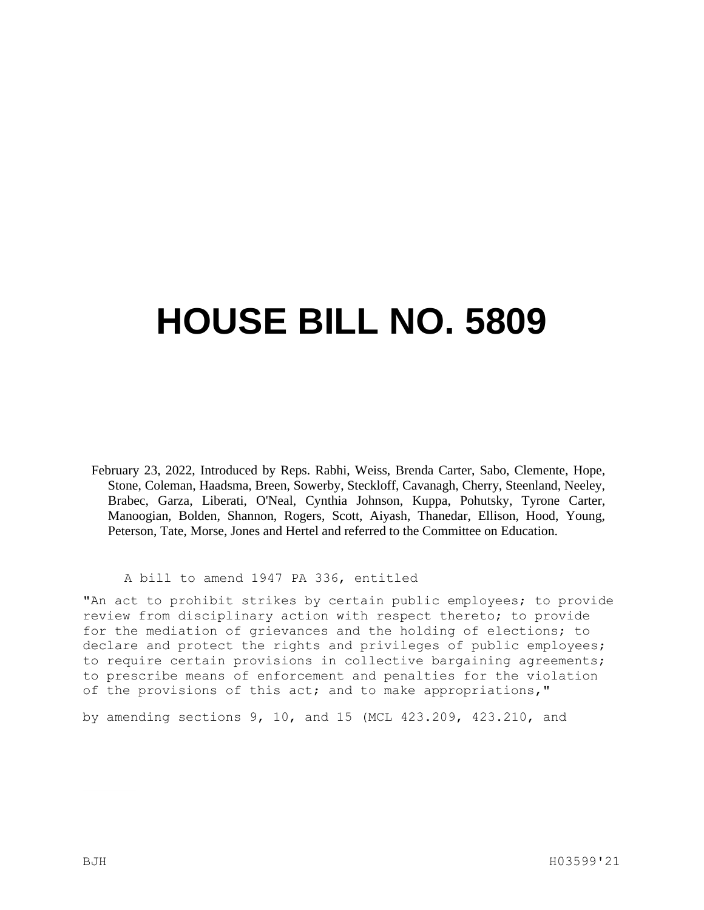# HOUSE BILL NO. 5809

February 23, 2022, Introduced by Reps. Rabhi, Weiss, Brenda Carter, Sabo, Clemente, Hope, Stone, Coleman, Haadsma, Breen, Sowerby, Steckloff, Cavanagh, Cherry, Steenland, Neeley, Brabec, Garza, Liberati, O'Neal, Cynthia Johnson, Kuppa, Pohutsky, Tyrone Carter, Manoogian, Bolden, Shannon, Rogers, Scott, Aiyash, Thanedar, Ellison, Hood, Young, Peterson, Tate, Morse, Jones and Hertel and referred to the Committee on Education.

A bill to amend 1947 PA 336, entitled

"An act to prohibit strikes by certain public employees; to provide review from disciplinary action with respect thereto; to provide for the mediation of grievances and the holding of elections; to declare and protect the rights and privileges of public employees; to require certain provisions in collective bargaining agreements; to prescribe means of enforcement and penalties for the violation of the provisions of this act; and to make appropriations,"

by amending sections 9, 10, and 15 (MCL 423.209, 423.210, and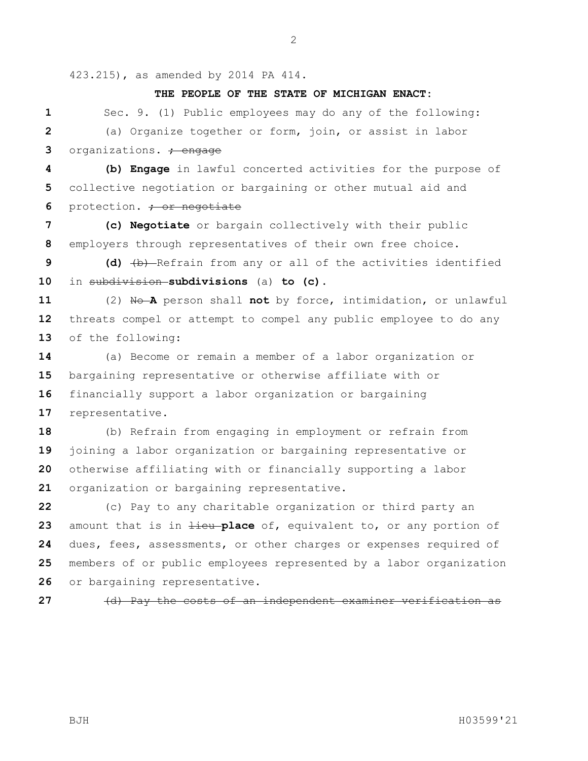423.215), as amended by 2014 PA 414.

**THE PEOPLE OF THE STATE OF MICHIGAN ENACT:**

Sec. 9. (1) Public employees may do any of the following:

(a) Organize together or form, join, or assist in labor organizations. ~~; engage~~

**(b) Engage** in lawful concerted activities for the purpose of collective negotiation or bargaining or other mutual aid and protection. ~~; or negotiate~~

**(c) Negotiate** or bargain collectively with their public employers through representatives of their own free choice.

**(d)** ~~(b)~~ Refrain from any or all of the activities identified in ~~subdivision~~ **subdivisions** (a) **to (c)**.

(2) ~~No~~ **A** person shall **not** by force, intimidation, or unlawful threats compel or attempt to compel any public employee to do any of the following:

(a) Become or remain a member of a labor organization or bargaining representative or otherwise affiliate with or financially support a labor organization or bargaining representative.

(b) Refrain from engaging in employment or refrain from joining a labor organization or bargaining representative or otherwise affiliating with or financially supporting a labor organization or bargaining representative.

(c) Pay to any charitable organization or third party an amount that is in ~~lieu~~ **place** of, equivalent to, or any portion of dues, fees, assessments, or other charges or expenses required of members of or public employees represented by a labor organization or bargaining representative.

~~(d) Pay the costs of an independent examiner verification as~~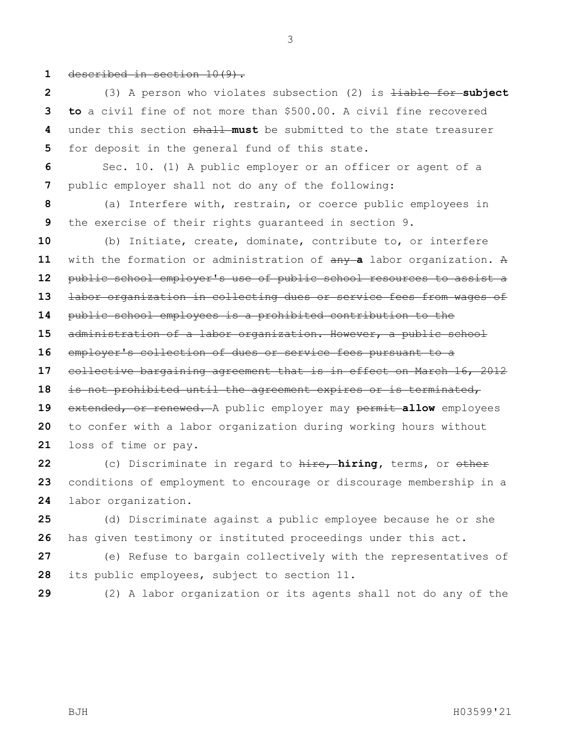~~described in section 10(9).~~

(3) A person who violates subsection (2) is ~~liable for~~ **subject to** a civil fine of not more than $500.00. A civil fine recovered under this section ~~shall~~ **must** be submitted to the state treasurer for deposit in the general fund of this state.

Sec. 10. (1) A public employer or an officer or agent of a public employer shall not do any of the following:

(a) Interfere with, restrain, or coerce public employees in the exercise of their rights guaranteed in section 9.

(b) Initiate, create, dominate, contribute to, or interfere with the formation or administration of ~~any~~ **a** labor organization. ~~A public school employer's use of public school resources to assist a labor organization in collecting dues or service fees from wages of public school employees is a prohibited contribution to the administration of a labor organization. However, a public school employer's collection of dues or service fees pursuant to a collective bargaining agreement that is in effect on March 16, 2012 is not prohibited until the agreement expires or is terminated, extended, or renewed.~~ A public employer may ~~permit~~ **allow** employees to confer with a labor organization during working hours without loss of time or pay.

(c) Discriminate in regard to ~~hire,~~ **hiring**, terms, or ~~other~~ conditions of employment to encourage or discourage membership in a labor organization.

(d) Discriminate against a public employee because he or she has given testimony or instituted proceedings under this act.

(e) Refuse to bargain collectively with the representatives of its public employees, subject to section 11.

(2) A labor organization or its agents shall not do any of the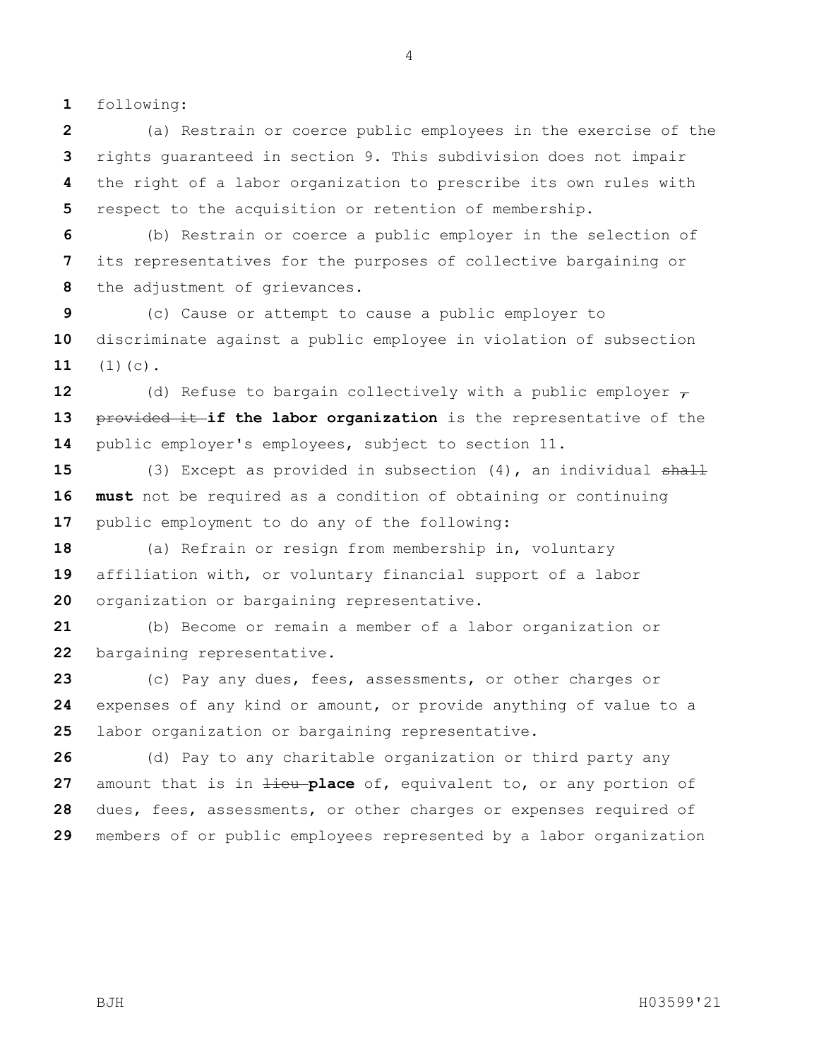following:

(a) Restrain or coerce public employees in the exercise of the rights guaranteed in section 9. This subdivision does not impair the right of a labor organization to prescribe its own rules with respect to the acquisition or retention of membership.

(b) Restrain or coerce a public employer in the selection of its representatives for the purposes of collective bargaining or the adjustment of grievances.

(c) Cause or attempt to cause a public employer to discriminate against a public employee in violation of subsection (1)(c).

(d) Refuse to bargain collectively with a public employer ~~, provided it~~ **if the labor organization** is the representative of the public employer's employees, subject to section 11.

(3) Except as provided in subsection (4), an individual ~~shall~~ **must** not be required as a condition of obtaining or continuing public employment to do any of the following:

(a) Refrain or resign from membership in, voluntary affiliation with, or voluntary financial support of a labor organization or bargaining representative.

(b) Become or remain a member of a labor organization or bargaining representative.

(c) Pay any dues, fees, assessments, or other charges or expenses of any kind or amount, or provide anything of value to a labor organization or bargaining representative.

(d) Pay to any charitable organization or third party any amount that is in ~~lieu~~ **place** of, equivalent to, or any portion of dues, fees, assessments, or other charges or expenses required of members of or public employees represented by a labor organization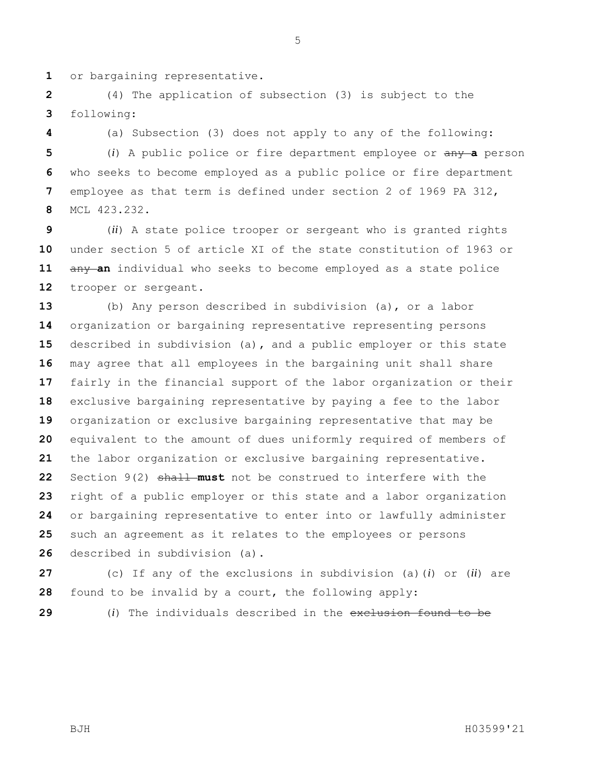or bargaining representative.

(4) The application of subsection (3) is subject to the following:

(a) Subsection (3) does not apply to any of the following:

(*i*) A public police or fire department employee or ~~any~~ **a** person who seeks to become employed as a public police or fire department employee as that term is defined under section 2 of 1969 PA 312, MCL 423.232.

(*ii*) A state police trooper or sergeant who is granted rights under section 5 of article XI of the state constitution of 1963 or ~~any~~ **an** individual who seeks to become employed as a state police trooper or sergeant.

(b) Any person described in subdivision (a), or a labor organization or bargaining representative representing persons described in subdivision (a), and a public employer or this state may agree that all employees in the bargaining unit shall share fairly in the financial support of the labor organization or their exclusive bargaining representative by paying a fee to the labor organization or exclusive bargaining representative that may be equivalent to the amount of dues uniformly required of members of the labor organization or exclusive bargaining representative. Section 9(2) ~~shall~~ **must** not be construed to interfere with the right of a public employer or this state and a labor organization or bargaining representative to enter into or lawfully administer such an agreement as it relates to the employees or persons described in subdivision (a).

(c) If any of the exclusions in subdivision (a)(*i*) or (*ii*) are found to be invalid by a court, the following apply:

(*i*) The individuals described in the ~~exclusion found to be~~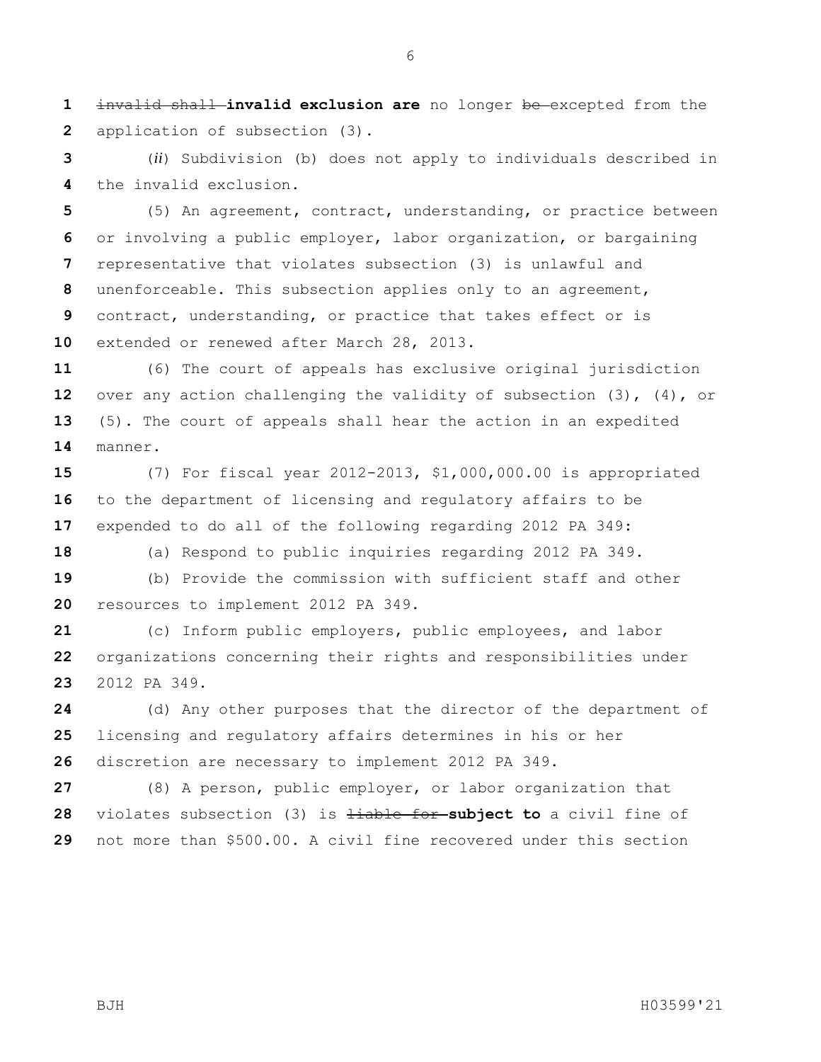~~invalid shall~~ **invalid exclusion are** no longer ~~be~~ excepted from the application of subsection (3).

(*ii*) Subdivision (b) does not apply to individuals described in the invalid exclusion.

(5) An agreement, contract, understanding, or practice between or involving a public employer, labor organization, or bargaining representative that violates subsection (3) is unlawful and unenforceable. This subsection applies only to an agreement, contract, understanding, or practice that takes effect or is extended or renewed after March 28, 2013.

(6) The court of appeals has exclusive original jurisdiction over any action challenging the validity of subsection (3), (4), or (5). The court of appeals shall hear the action in an expedited manner.

(7) For fiscal year 2012-2013, $1,000,000.00 is appropriated to the department of licensing and regulatory affairs to be expended to do all of the following regarding 2012 PA 349:

(a) Respond to public inquiries regarding 2012 PA 349.

(b) Provide the commission with sufficient staff and other resources to implement 2012 PA 349.

(c) Inform public employers, public employees, and labor organizations concerning their rights and responsibilities under 2012 PA 349.

(d) Any other purposes that the director of the department of licensing and regulatory affairs determines in his or her discretion are necessary to implement 2012 PA 349.

(8) A person, public employer, or labor organization that violates subsection (3) is ~~liable for~~ **subject to** a civil fine of not more than $500.00. A civil fine recovered under this section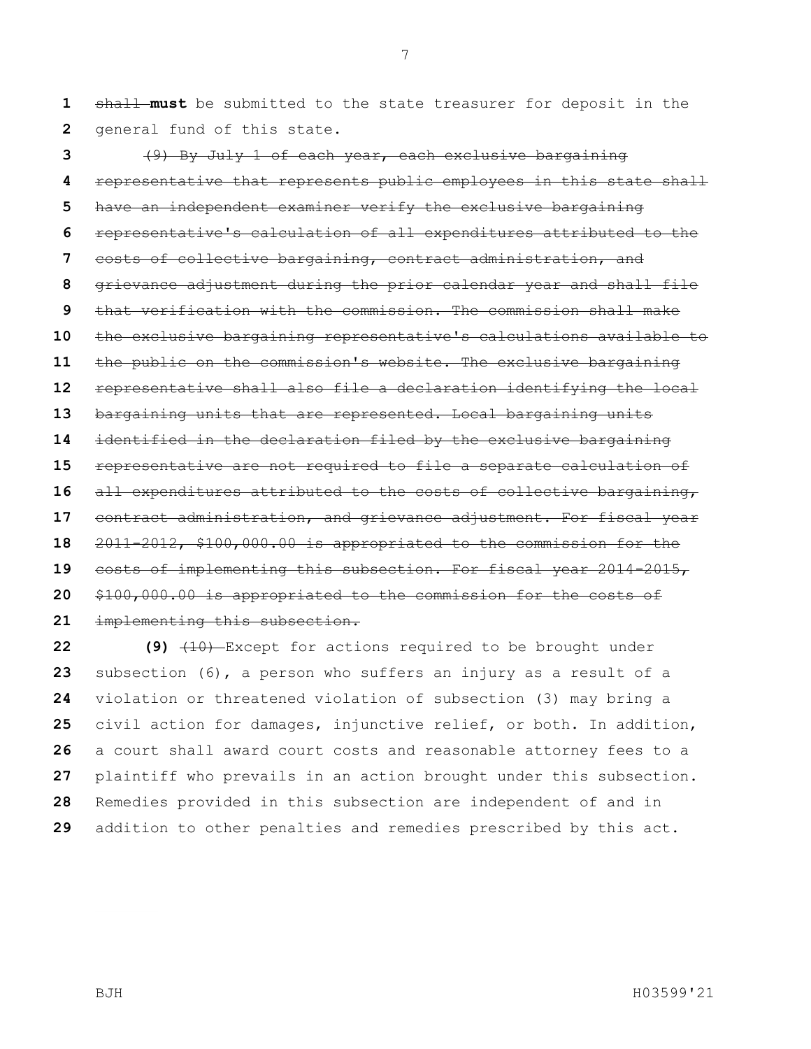~~shall~~ **must** be submitted to the state treasurer for deposit in the general fund of this state.

~~(9) By July 1 of each year, each exclusive bargaining representative that represents public employees in this state shall have an independent examiner verify the exclusive bargaining representative's calculation of all expenditures attributed to the costs of collective bargaining, contract administration, and grievance adjustment during the prior calendar year and shall file that verification with the commission. The commission shall make the exclusive bargaining representative's calculations available to the public on the commission's website. The exclusive bargaining representative shall also file a declaration identifying the local bargaining units that are represented. Local bargaining units identified in the declaration filed by the exclusive bargaining representative are not required to file a separate calculation of all expenditures attributed to the costs of collective bargaining, contract administration, and grievance adjustment. For fiscal year 2011-2012, $100,000.00 is appropriated to the commission for the costs of implementing this subsection. For fiscal year 2014-2015, $100,000.00 is appropriated to the commission for the costs of implementing this subsection.~~

**(9)** ~~(10)~~ Except for actions required to be brought under subsection (6), a person who suffers an injury as a result of a violation or threatened violation of subsection (3) may bring a civil action for damages, injunctive relief, or both. In addition, a court shall award court costs and reasonable attorney fees to a plaintiff who prevails in an action brought under this subsection. Remedies provided in this subsection are independent of and in addition to other penalties and remedies prescribed by this act.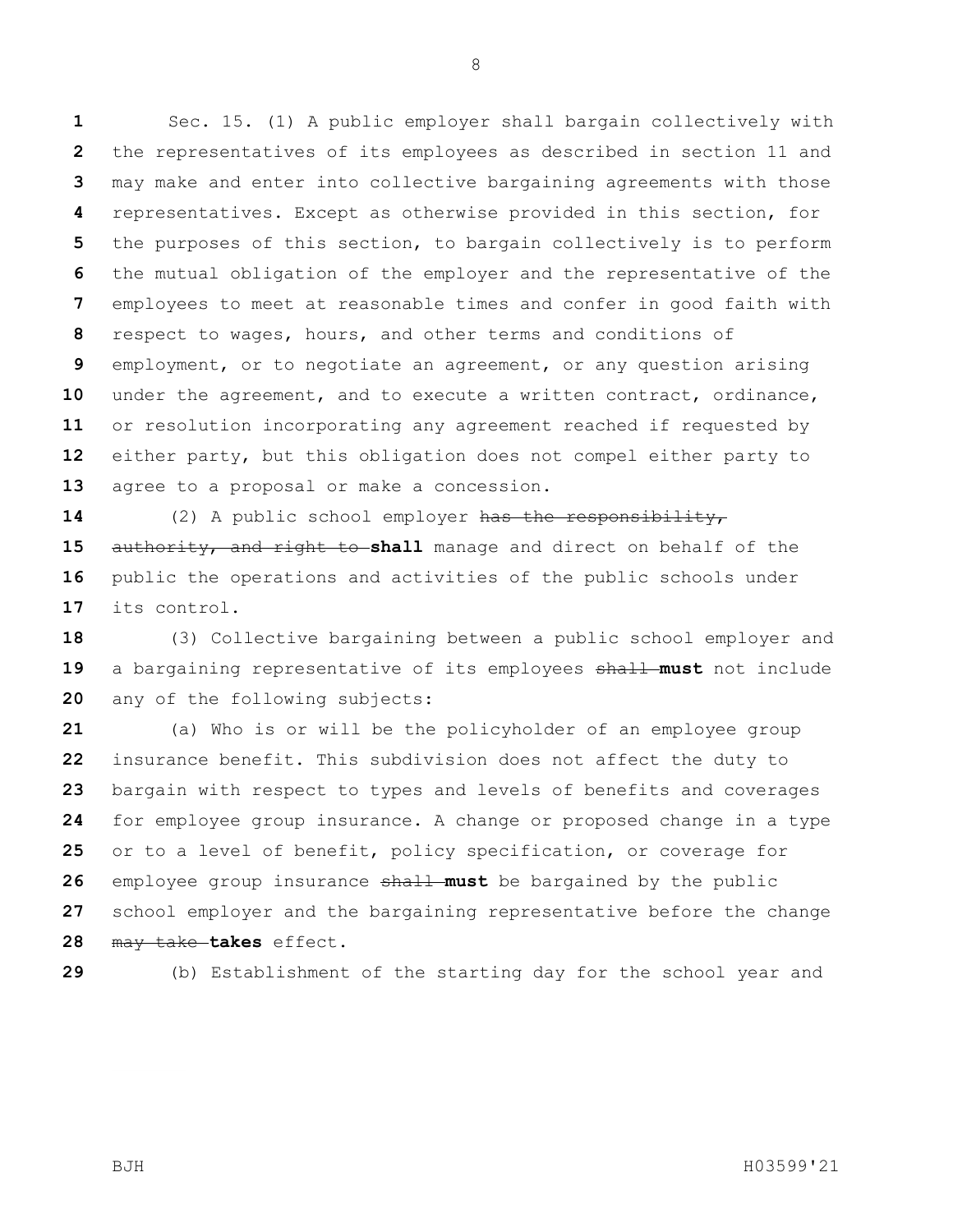Sec. 15. (1) A public employer shall bargain collectively with the representatives of its employees as described in section 11 and may make and enter into collective bargaining agreements with those representatives. Except as otherwise provided in this section, for the purposes of this section, to bargain collectively is to perform the mutual obligation of the employer and the representative of the employees to meet at reasonable times and confer in good faith with respect to wages, hours, and other terms and conditions of employment, or to negotiate an agreement, or any question arising under the agreement, and to execute a written contract, ordinance, or resolution incorporating any agreement reached if requested by either party, but this obligation does not compel either party to agree to a proposal or make a concession.

(2) A public school employer ~~has the responsibility, authority, and right to~~ **shall** manage and direct on behalf of the public the operations and activities of the public schools under its control.

(3) Collective bargaining between a public school employer and a bargaining representative of its employees ~~shall~~ **must** not include any of the following subjects:

(a) Who is or will be the policyholder of an employee group insurance benefit. This subdivision does not affect the duty to bargain with respect to types and levels of benefits and coverages for employee group insurance. A change or proposed change in a type or to a level of benefit, policy specification, or coverage for employee group insurance ~~shall~~ **must** be bargained by the public school employer and the bargaining representative before the change ~~may take~~ **takes** effect.

(b) Establishment of the starting day for the school year and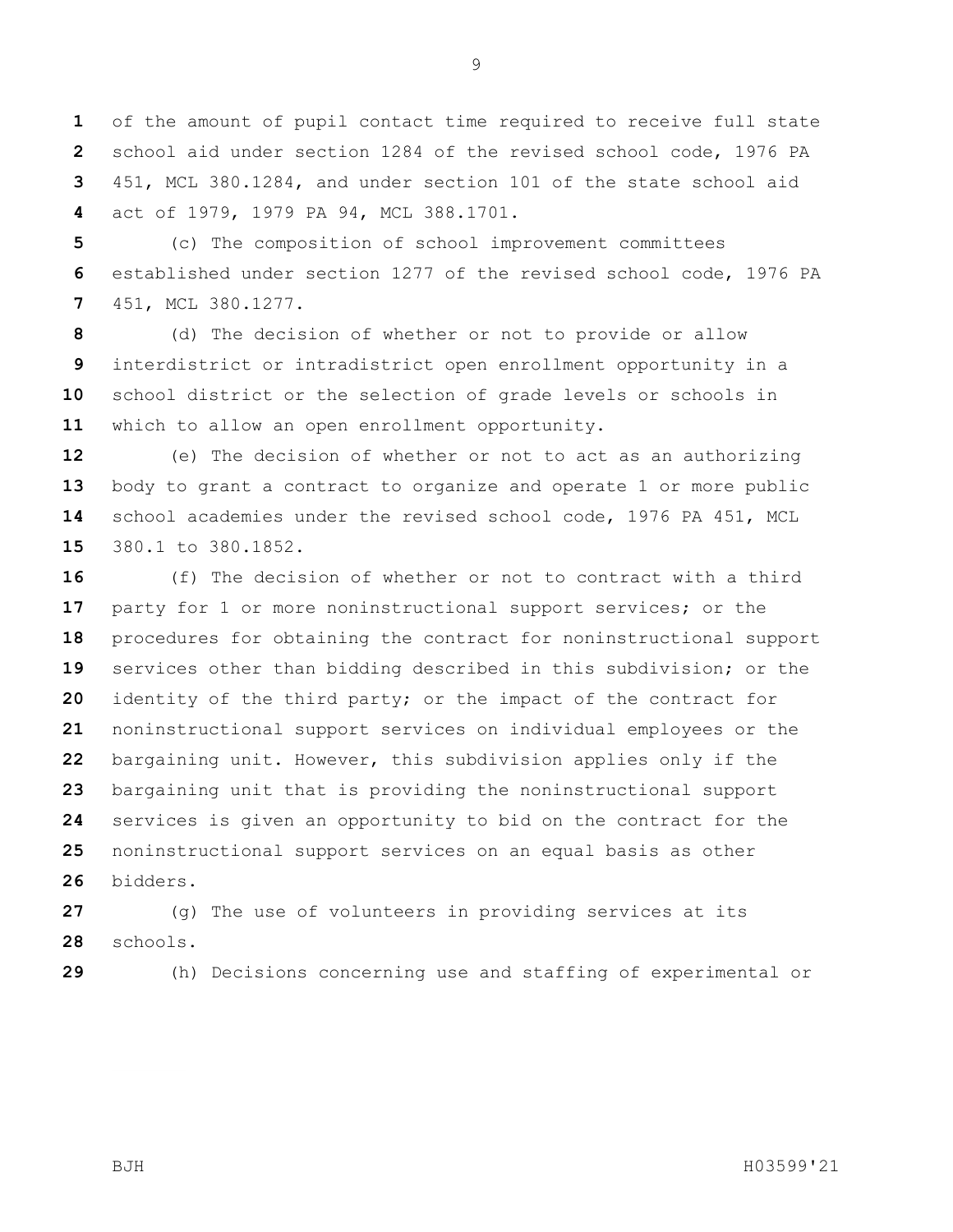of the amount of pupil contact time required to receive full state school aid under section 1284 of the revised school code, 1976 PA 451, MCL 380.1284, and under section 101 of the state school aid act of 1979, 1979 PA 94, MCL 388.1701.

(c) The composition of school improvement committees established under section 1277 of the revised school code, 1976 PA 451, MCL 380.1277.

(d) The decision of whether or not to provide or allow interdistrict or intradistrict open enrollment opportunity in a school district or the selection of grade levels or schools in which to allow an open enrollment opportunity.

(e) The decision of whether or not to act as an authorizing body to grant a contract to organize and operate 1 or more public school academies under the revised school code, 1976 PA 451, MCL 380.1 to 380.1852.

(f) The decision of whether or not to contract with a third party for 1 or more noninstructional support services; or the procedures for obtaining the contract for noninstructional support services other than bidding described in this subdivision; or the identity of the third party; or the impact of the contract for noninstructional support services on individual employees or the bargaining unit. However, this subdivision applies only if the bargaining unit that is providing the noninstructional support services is given an opportunity to bid on the contract for the noninstructional support services on an equal basis as other bidders.

(g) The use of volunteers in providing services at its schools.

(h) Decisions concerning use and staffing of experimental or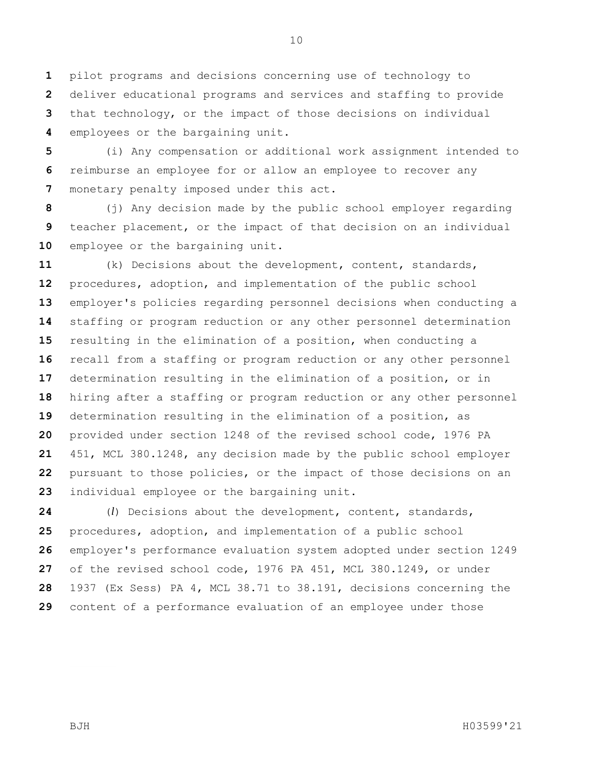pilot programs and decisions concerning use of technology to deliver educational programs and services and staffing to provide that technology, or the impact of those decisions on individual employees or the bargaining unit.

(i) Any compensation or additional work assignment intended to reimburse an employee for or allow an employee to recover any monetary penalty imposed under this act.

(j) Any decision made by the public school employer regarding teacher placement, or the impact of that decision on an individual employee or the bargaining unit.

(k) Decisions about the development, content, standards, procedures, adoption, and implementation of the public school employer's policies regarding personnel decisions when conducting a staffing or program reduction or any other personnel determination resulting in the elimination of a position, when conducting a recall from a staffing or program reduction or any other personnel determination resulting in the elimination of a position, or in hiring after a staffing or program reduction or any other personnel determination resulting in the elimination of a position, as provided under section 1248 of the revised school code, 1976 PA 451, MCL 380.1248, any decision made by the public school employer pursuant to those policies, or the impact of those decisions on an individual employee or the bargaining unit.

(*l*) Decisions about the development, content, standards, procedures, adoption, and implementation of a public school employer's performance evaluation system adopted under section 1249 of the revised school code, 1976 PA 451, MCL 380.1249, or under 1937 (Ex Sess) PA 4, MCL 38.71 to 38.191, decisions concerning the content of a performance evaluation of an employee under those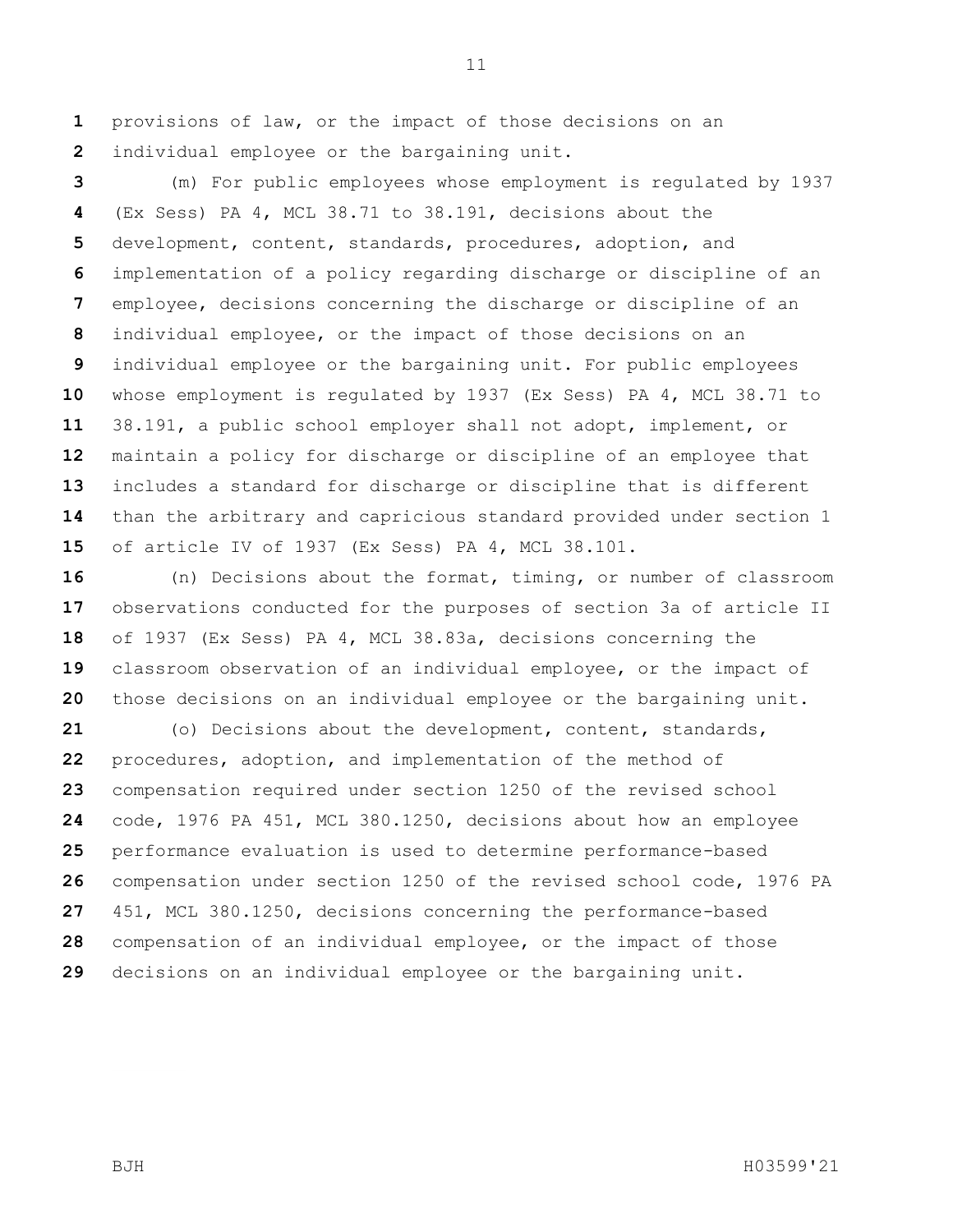provisions of law, or the impact of those decisions on an individual employee or the bargaining unit.

(m) For public employees whose employment is regulated by 1937 (Ex Sess) PA 4, MCL 38.71 to 38.191, decisions about the development, content, standards, procedures, adoption, and implementation of a policy regarding discharge or discipline of an employee, decisions concerning the discharge or discipline of an individual employee, or the impact of those decisions on an individual employee or the bargaining unit. For public employees whose employment is regulated by 1937 (Ex Sess) PA 4, MCL 38.71 to 38.191, a public school employer shall not adopt, implement, or maintain a policy for discharge or discipline of an employee that includes a standard for discharge or discipline that is different than the arbitrary and capricious standard provided under section 1 of article IV of 1937 (Ex Sess) PA 4, MCL 38.101.

(n) Decisions about the format, timing, or number of classroom observations conducted for the purposes of section 3a of article II of 1937 (Ex Sess) PA 4, MCL 38.83a, decisions concerning the classroom observation of an individual employee, or the impact of those decisions on an individual employee or the bargaining unit.

(o) Decisions about the development, content, standards, procedures, adoption, and implementation of the method of compensation required under section 1250 of the revised school code, 1976 PA 451, MCL 380.1250, decisions about how an employee performance evaluation is used to determine performance-based compensation under section 1250 of the revised school code, 1976 PA 451, MCL 380.1250, decisions concerning the performance-based compensation of an individual employee, or the impact of those decisions on an individual employee or the bargaining unit.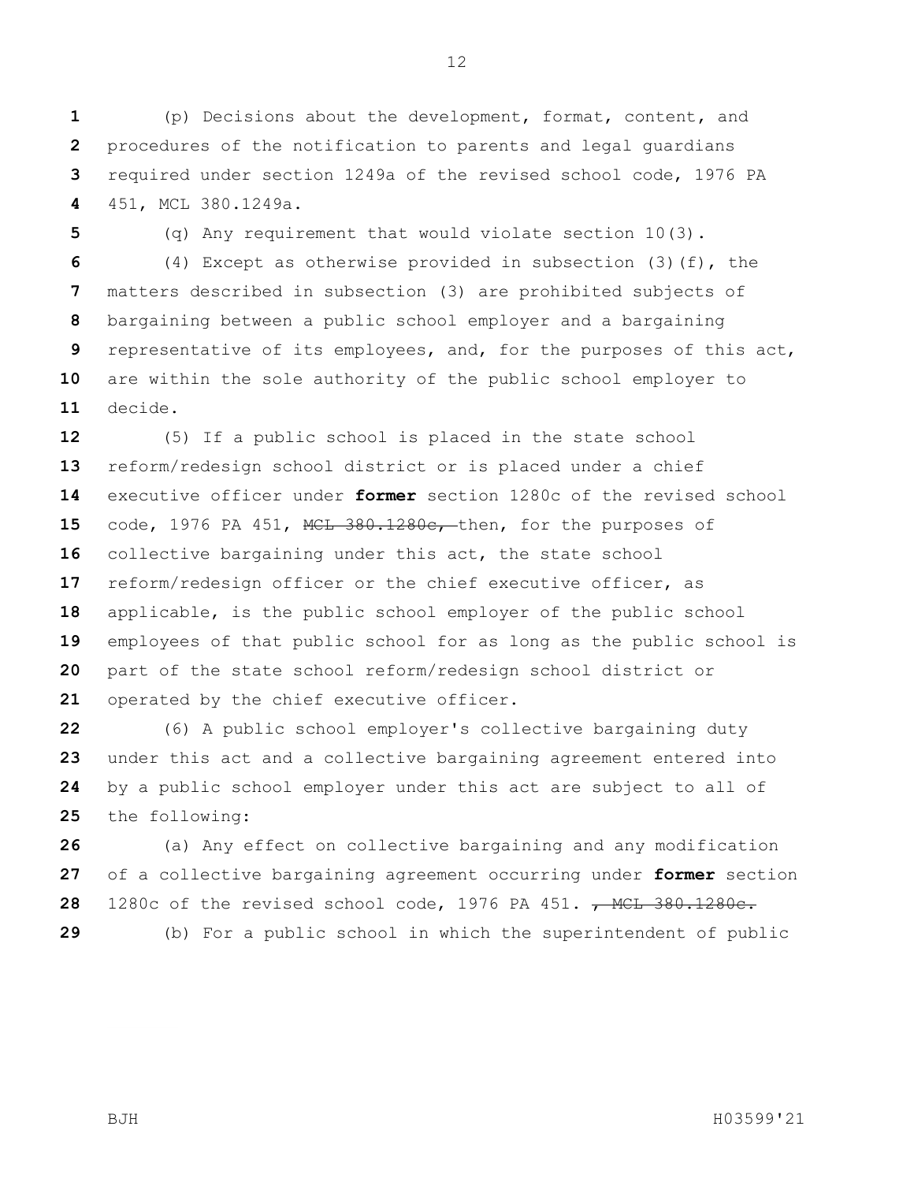(p) Decisions about the development, format, content, and procedures of the notification to parents and legal guardians required under section 1249a of the revised school code, 1976 PA 451, MCL 380.1249a.

(q) Any requirement that would violate section 10(3).

(4) Except as otherwise provided in subsection (3)(f), the matters described in subsection (3) are prohibited subjects of bargaining between a public school employer and a bargaining representative of its employees, and, for the purposes of this act, are within the sole authority of the public school employer to decide.

(5) If a public school is placed in the state school reform/redesign school district or is placed under a chief executive officer under **former** section 1280c of the revised school code, 1976 PA 451, ~~MCL 380.1280c,~~ then, for the purposes of collective bargaining under this act, the state school reform/redesign officer or the chief executive officer, as applicable, is the public school employer of the public school employees of that public school for as long as the public school is part of the state school reform/redesign school district or operated by the chief executive officer.

(6) A public school employer's collective bargaining duty under this act and a collective bargaining agreement entered into by a public school employer under this act are subject to all of the following:

(a) Any effect on collective bargaining and any modification of a collective bargaining agreement occurring under **former** section 1280c of the revised school code, 1976 PA 451. ~~, MCL 380.1280c.~~

(b) For a public school in which the superintendent of public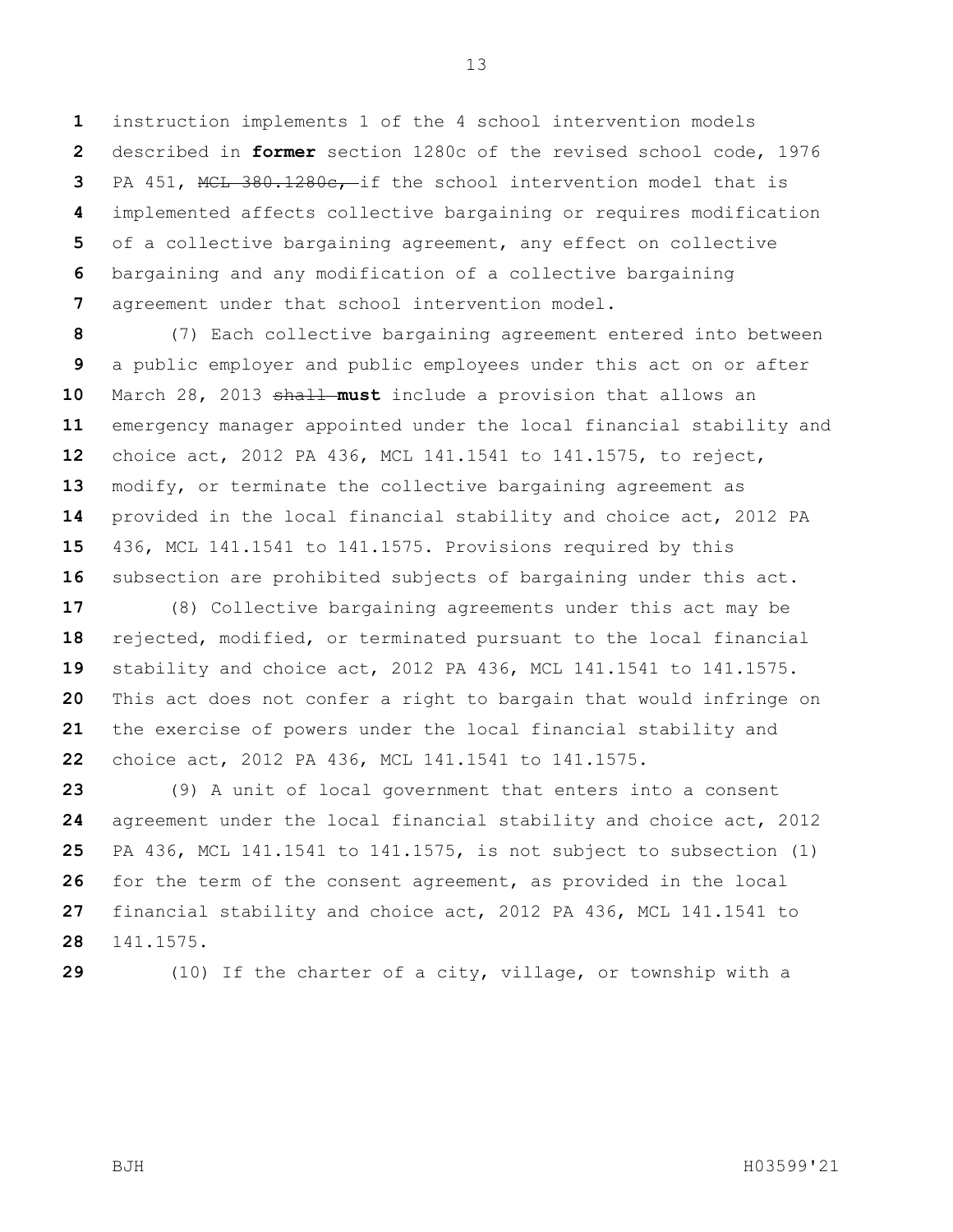instruction implements 1 of the 4 school intervention models described in **former** section 1280c of the revised school code, 1976 PA 451, ~~MCL 380.1280c,~~ if the school intervention model that is implemented affects collective bargaining or requires modification of a collective bargaining agreement, any effect on collective bargaining and any modification of a collective bargaining agreement under that school intervention model.

(7) Each collective bargaining agreement entered into between a public employer and public employees under this act on or after March 28, 2013 ~~shall~~ **must** include a provision that allows an emergency manager appointed under the local financial stability and choice act, 2012 PA 436, MCL 141.1541 to 141.1575, to reject, modify, or terminate the collective bargaining agreement as provided in the local financial stability and choice act, 2012 PA 436, MCL 141.1541 to 141.1575. Provisions required by this subsection are prohibited subjects of bargaining under this act.

(8) Collective bargaining agreements under this act may be rejected, modified, or terminated pursuant to the local financial stability and choice act, 2012 PA 436, MCL 141.1541 to 141.1575. This act does not confer a right to bargain that would infringe on the exercise of powers under the local financial stability and choice act, 2012 PA 436, MCL 141.1541 to 141.1575.

(9) A unit of local government that enters into a consent agreement under the local financial stability and choice act, 2012 PA 436, MCL 141.1541 to 141.1575, is not subject to subsection (1) for the term of the consent agreement, as provided in the local financial stability and choice act, 2012 PA 436, MCL 141.1541 to 141.1575.

(10) If the charter of a city, village, or township with a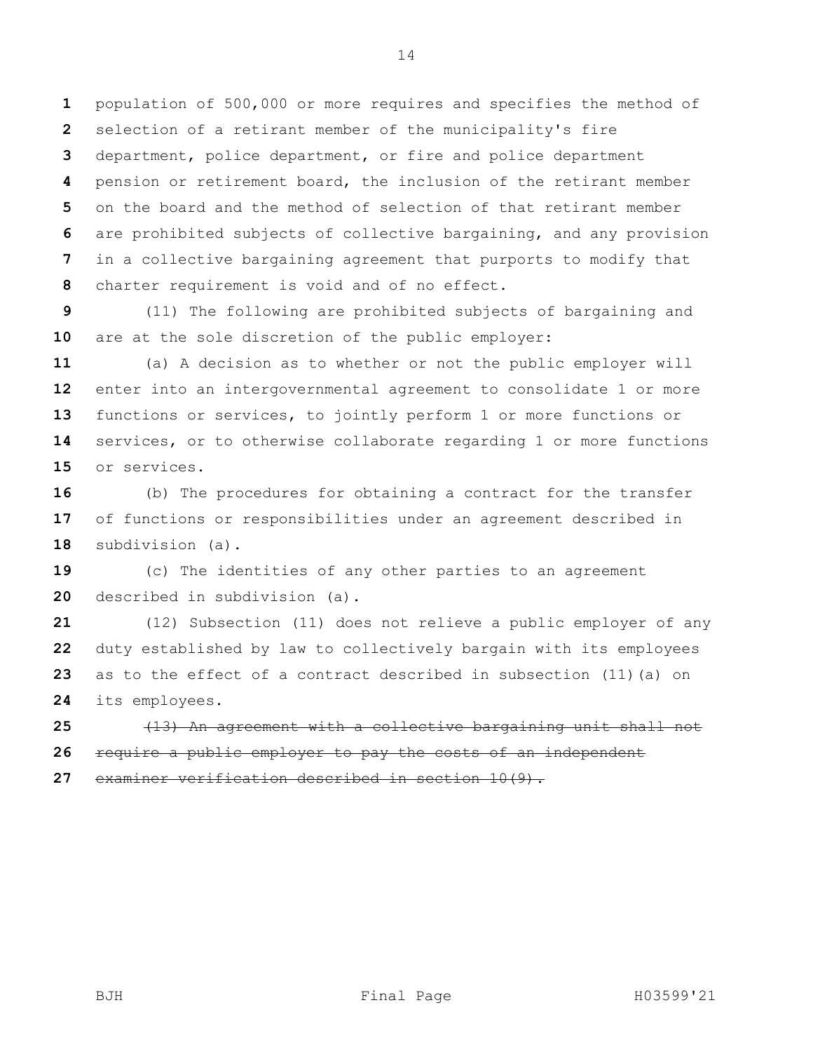population of 500,000 or more requires and specifies the method of selection of a retirant member of the municipality's fire department, police department, or fire and police department pension or retirement board, the inclusion of the retirant member on the board and the method of selection of that retirant member are prohibited subjects of collective bargaining, and any provision in a collective bargaining agreement that purports to modify that charter requirement is void and of no effect.

(11) The following are prohibited subjects of bargaining and are at the sole discretion of the public employer:

(a) A decision as to whether or not the public employer will enter into an intergovernmental agreement to consolidate 1 or more functions or services, to jointly perform 1 or more functions or services, or to otherwise collaborate regarding 1 or more functions or services.

(b) The procedures for obtaining a contract for the transfer of functions or responsibilities under an agreement described in subdivision (a).

(c) The identities of any other parties to an agreement described in subdivision (a).

(12) Subsection (11) does not relieve a public employer of any duty established by law to collectively bargain with its employees as to the effect of a contract described in subsection (11)(a) on its employees.

~~(13) An agreement with a collective bargaining unit shall not require a public employer to pay the costs of an independent examiner verification described in section 10(9).~~